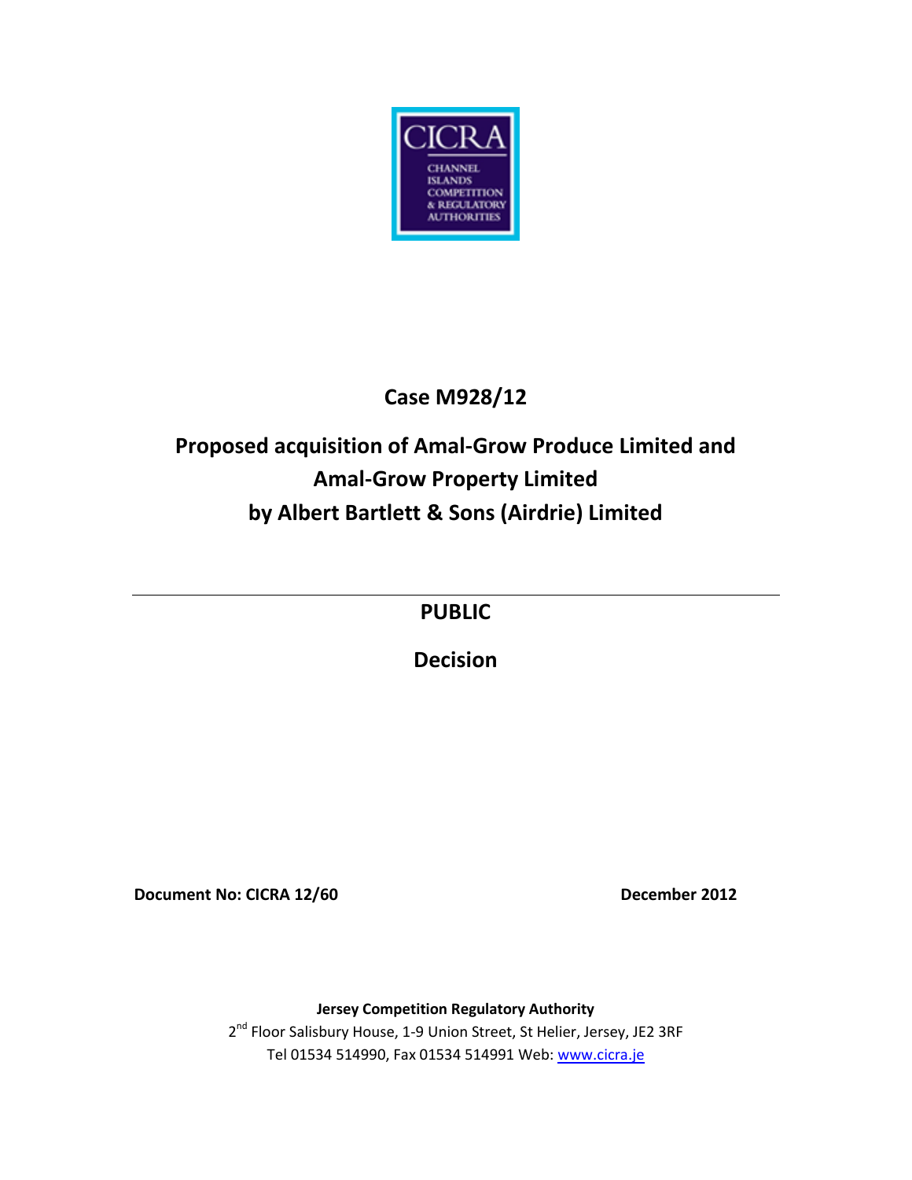CICRA

CHANNEL ISLANDS COMPETITION & REGULATORY AUTHORITIES

# Case M928/12

# Proposed acquisition of Amal-Grow Produce Limited and Amal-Grow Property Limited by Albert Bartlett & Sons (Airdrie) Limited

---

## PUBLIC

## Decision

**Document No: CICRA 12/60** **December 2012**

**Jersey Competition Regulatory Authority**

2nd Floor Salisbury House, 1-9 Union Street, St Helier, Jersey, JE2 3RF

Tel 01534 514990, Fax 01534 514991 Web: www.cicra.je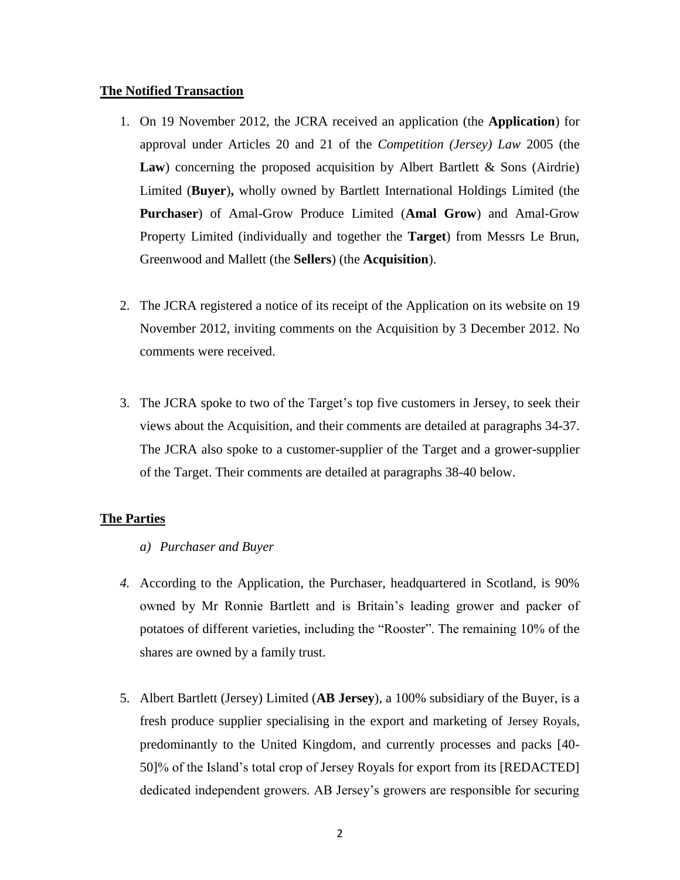## The Notified Transaction

1. On 19 November 2012, the JCRA received an application (the **Application**) for approval under Articles 20 and 21 of the *Competition (Jersey) Law* 2005 (the **Law**) concerning the proposed acquisition by Albert Bartlett & Sons (Airdrie) Limited (**Buyer**)**,** wholly owned by Bartlett International Holdings Limited (the **Purchaser**) of Amal-Grow Produce Limited (**Amal Grow**) and Amal-Grow Property Limited (individually and together the **Target**) from Messrs Le Brun, Greenwood and Mallett (the **Sellers**) (the **Acquisition**).

2. The JCRA registered a notice of its receipt of the Application on its website on 19 November 2012, inviting comments on the Acquisition by 3 December 2012. No comments were received.

3. The JCRA spoke to two of the Target's top five customers in Jersey, to seek their views about the Acquisition, and their comments are detailed at paragraphs 34-37. The JCRA also spoke to a customer-supplier of the Target and a grower-supplier of the Target. Their comments are detailed at paragraphs 38-40 below.

## The Parties

*a) Purchaser and Buyer*

4. According to the Application, the Purchaser, headquartered in Scotland, is 90% owned by Mr Ronnie Bartlett and is Britain's leading grower and packer of potatoes of different varieties, including the "Rooster". The remaining 10% of the shares are owned by a family trust.

5. Albert Bartlett (Jersey) Limited (**AB Jersey**), a 100% subsidiary of the Buyer, is a fresh produce supplier specialising in the export and marketing of Jersey Royals, predominantly to the United Kingdom, and currently processes and packs [40-50]% of the Island's total crop of Jersey Royals for export from its [REDACTED] dedicated independent growers. AB Jersey's growers are responsible for securing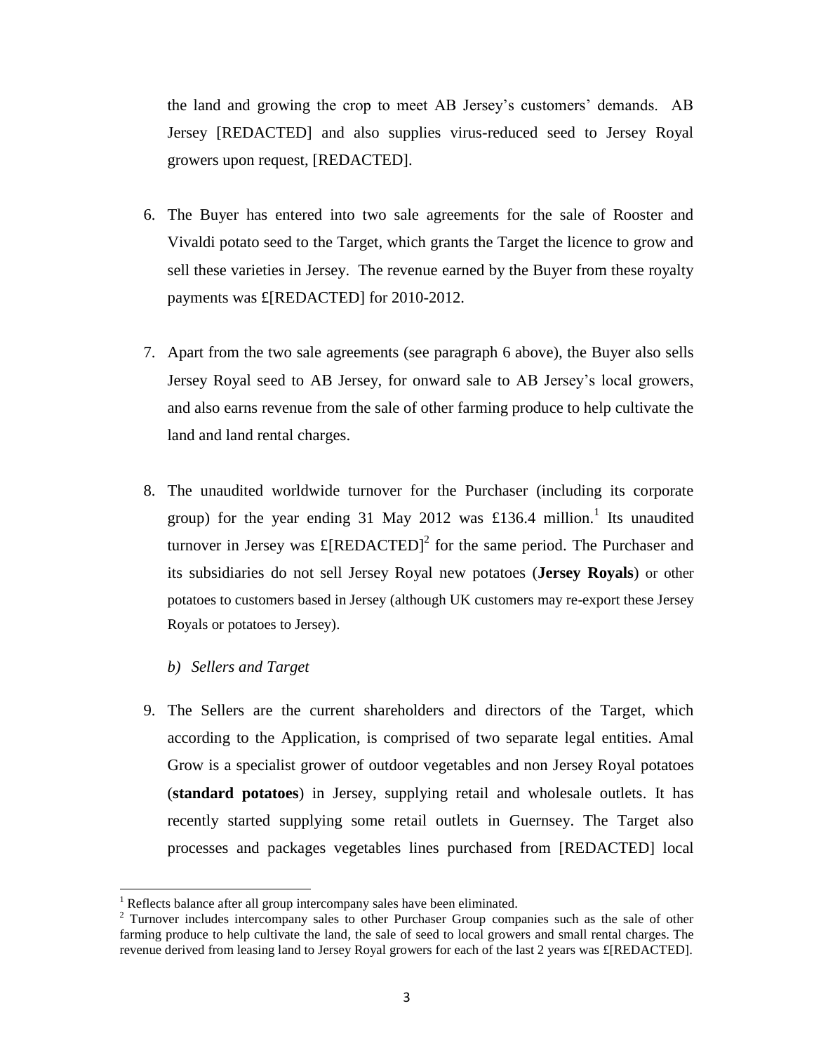the land and growing the crop to meet AB Jersey's customers' demands. AB Jersey [REDACTED] and also supplies virus-reduced seed to Jersey Royal growers upon request, [REDACTED].

6. The Buyer has entered into two sale agreements for the sale of Rooster and Vivaldi potato seed to the Target, which grants the Target the licence to grow and sell these varieties in Jersey. The revenue earned by the Buyer from these royalty payments was £[REDACTED] for 2010-2012.

7. Apart from the two sale agreements (see paragraph 6 above), the Buyer also sells Jersey Royal seed to AB Jersey, for onward sale to AB Jersey's local growers, and also earns revenue from the sale of other farming produce to help cultivate the land and land rental charges.

8. The unaudited worldwide turnover for the Purchaser (including its corporate group) for the year ending 31 May 2012 was £136.4 million.[1] Its unaudited turnover in Jersey was £[REDACTED][2] for the same period. The Purchaser and its subsidiaries do not sell Jersey Royal new potatoes (**Jersey Royals**) or other potatoes to customers based in Jersey (although UK customers may re-export these Jersey Royals or potatoes to Jersey).

*b) Sellers and Target*

9. The Sellers are the current shareholders and directors of the Target, which according to the Application, is comprised of two separate legal entities. Amal Grow is a specialist grower of outdoor vegetables and non Jersey Royal potatoes (**standard potatoes**) in Jersey, supplying retail and wholesale outlets. It has recently started supplying some retail outlets in Guernsey. The Target also processes and packages vegetables lines purchased from [REDACTED] local

---

[1] Reflects balance after all group intercompany sales have been eliminated.

[2] Turnover includes intercompany sales to other Purchaser Group companies such as the sale of other farming produce to help cultivate the land, the sale of seed to local growers and small rental charges. The revenue derived from leasing land to Jersey Royal growers for each of the last 2 years was £[REDACTED].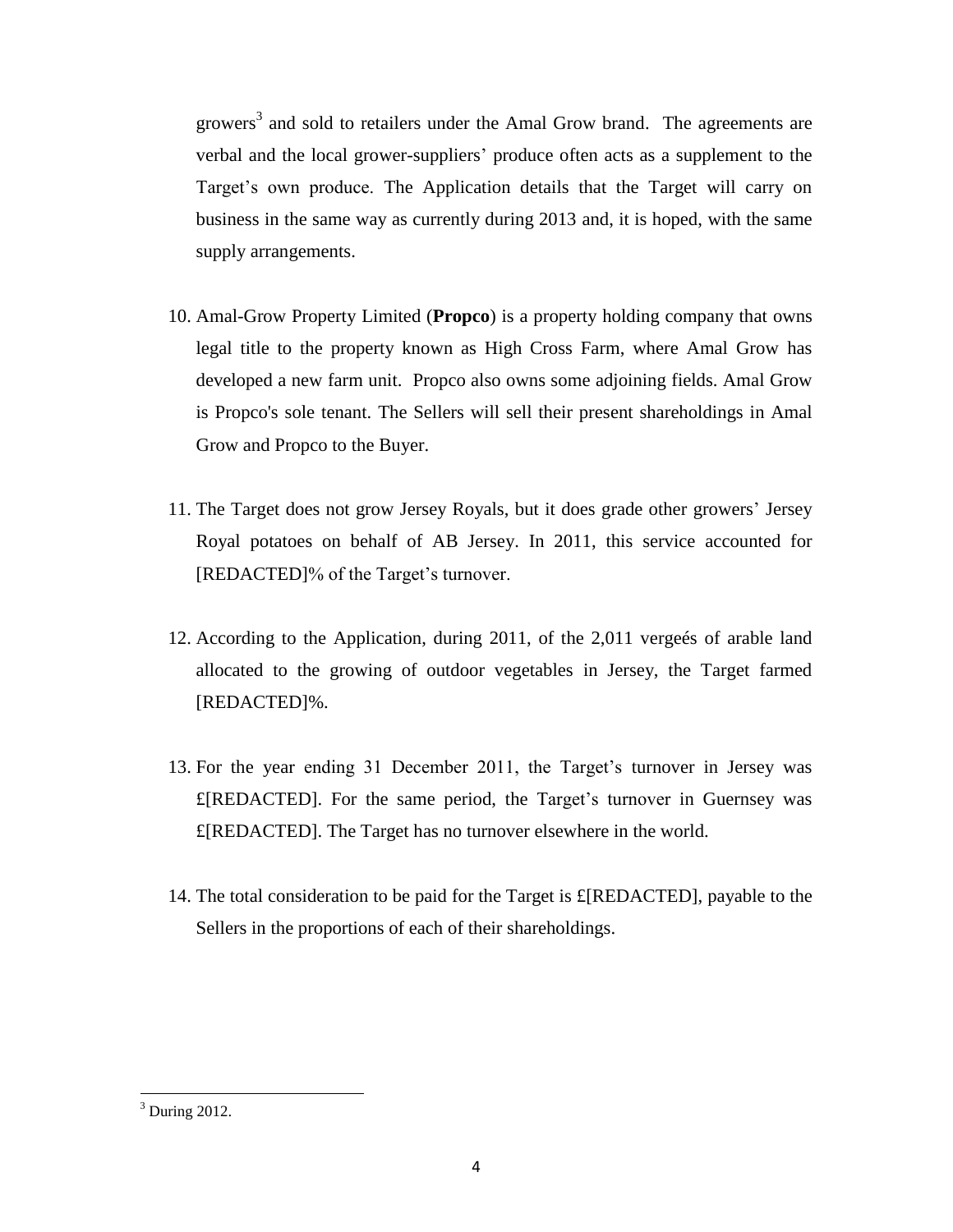growers[3] and sold to retailers under the Amal Grow brand. The agreements are verbal and the local grower-suppliers' produce often acts as a supplement to the Target's own produce. The Application details that the Target will carry on business in the same way as currently during 2013 and, it is hoped, with the same supply arrangements.

10. Amal-Grow Property Limited (**Propco**) is a property holding company that owns legal title to the property known as High Cross Farm, where Amal Grow has developed a new farm unit. Propco also owns some adjoining fields. Amal Grow is Propco's sole tenant. The Sellers will sell their present shareholdings in Amal Grow and Propco to the Buyer.

11. The Target does not grow Jersey Royals, but it does grade other growers' Jersey Royal potatoes on behalf of AB Jersey. In 2011, this service accounted for [REDACTED]% of the Target's turnover.

12. According to the Application, during 2011, of the 2,011 vergeés of arable land allocated to the growing of outdoor vegetables in Jersey, the Target farmed [REDACTED]%.

13. For the year ending 31 December 2011, the Target's turnover in Jersey was £[REDACTED]. For the same period, the Target's turnover in Guernsey was £[REDACTED]. The Target has no turnover elsewhere in the world.

14. The total consideration to be paid for the Target is £[REDACTED], payable to the Sellers in the proportions of each of their shareholdings.

[3] During 2012.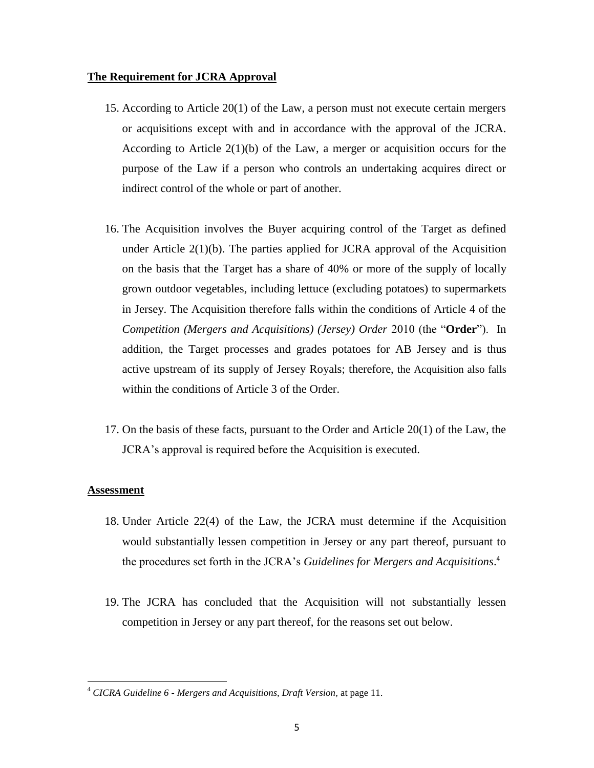**The Requirement for JCRA Approval**

15. According to Article 20(1) of the Law, a person must not execute certain mergers or acquisitions except with and in accordance with the approval of the JCRA. According to Article 2(1)(b) of the Law, a merger or acquisition occurs for the purpose of the Law if a person who controls an undertaking acquires direct or indirect control of the whole or part of another.

16. The Acquisition involves the Buyer acquiring control of the Target as defined under Article 2(1)(b). The parties applied for JCRA approval of the Acquisition on the basis that the Target has a share of 40% or more of the supply of locally grown outdoor vegetables, including lettuce (excluding potatoes) to supermarkets in Jersey. The Acquisition therefore falls within the conditions of Article 4 of the *Competition (Mergers and Acquisitions) (Jersey) Order* 2010 (the "**Order**"). In addition, the Target processes and grades potatoes for AB Jersey and is thus active upstream of its supply of Jersey Royals; therefore, the Acquisition also falls within the conditions of Article 3 of the Order.

17. On the basis of these facts, pursuant to the Order and Article 20(1) of the Law, the JCRA's approval is required before the Acquisition is executed.

**Assessment**

18. Under Article 22(4) of the Law, the JCRA must determine if the Acquisition would substantially lessen competition in Jersey or any part thereof, pursuant to the procedures set forth in the JCRA's *Guidelines for Mergers and Acquisitions*.[4]

19. The JCRA has concluded that the Acquisition will not substantially lessen competition in Jersey or any part thereof, for the reasons set out below.

---

[4] *CICRA Guideline 6 - Mergers and Acquisitions, Draft Version*, at page 11.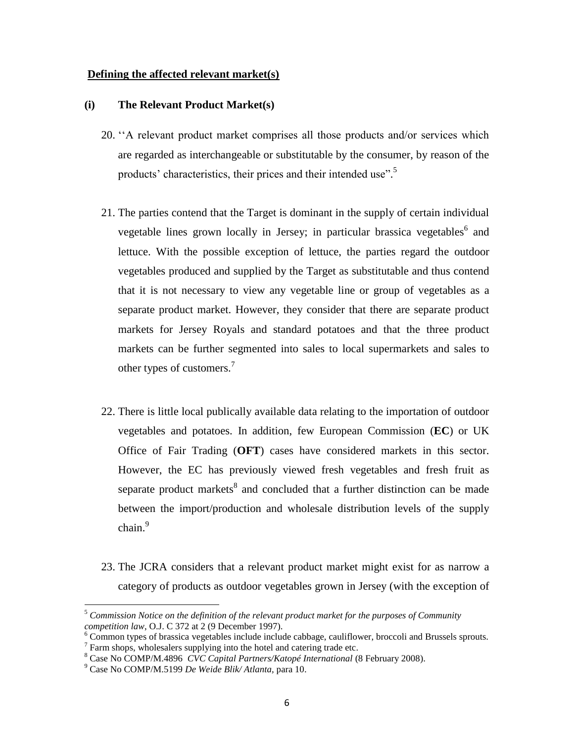**Defining the affected relevant market(s)**

**(i) The Relevant Product Market(s)**

20. ''A relevant product market comprises all those products and/or services which are regarded as interchangeable or substitutable by the consumer, by reason of the products' characteristics, their prices and their intended use".[5]

21. The parties contend that the Target is dominant in the supply of certain individual vegetable lines grown locally in Jersey; in particular brassica vegetables[6] and lettuce. With the possible exception of lettuce, the parties regard the outdoor vegetables produced and supplied by the Target as substitutable and thus contend that it is not necessary to view any vegetable line or group of vegetables as a separate product market. However, they consider that there are separate product markets for Jersey Royals and standard potatoes and that the three product markets can be further segmented into sales to local supermarkets and sales to other types of customers.[7]

22. There is little local publically available data relating to the importation of outdoor vegetables and potatoes. In addition, few European Commission (**EC**) or UK Office of Fair Trading (**OFT**) cases have considered markets in this sector. However, the EC has previously viewed fresh vegetables and fresh fruit as separate product markets[8] and concluded that a further distinction can be made between the import/production and wholesale distribution levels of the supply chain.[9]

23. The JCRA considers that a relevant product market might exist for as narrow a category of products as outdoor vegetables grown in Jersey (with the exception of

---

[5] *Commission Notice on the definition of the relevant product market for the purposes of Community competition law*, O.J. C 372 at 2 (9 December 1997).

[6] Common types of brassica vegetables include include cabbage, cauliflower, broccoli and Brussels sprouts.

[7] Farm shops, wholesalers supplying into the hotel and catering trade etc.

[8] Case No COMP/M.4896 *CVC Capital Partners/Katopé International* (8 February 2008).

[9] Case No COMP/M.5199 *De Weide Blik/ Atlanta*, para 10.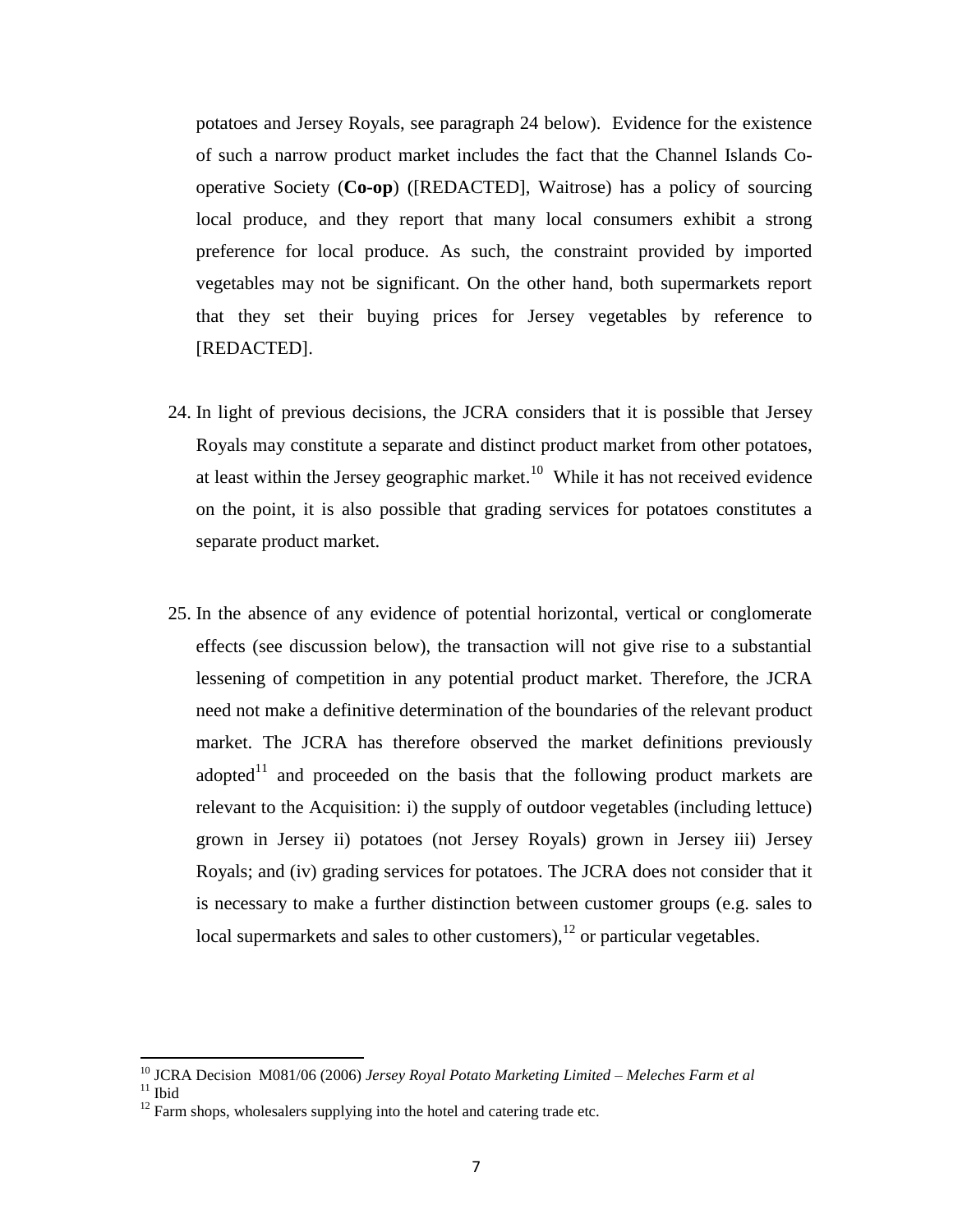potatoes and Jersey Royals, see paragraph 24 below). Evidence for the existence of such a narrow product market includes the fact that the Channel Islands Co-operative Society (**Co-op**) ([REDACTED], Waitrose) has a policy of sourcing local produce, and they report that many local consumers exhibit a strong preference for local produce. As such, the constraint provided by imported vegetables may not be significant. On the other hand, both supermarkets report that they set their buying prices for Jersey vegetables by reference to [REDACTED].

24. In light of previous decisions, the JCRA considers that it is possible that Jersey Royals may constitute a separate and distinct product market from other potatoes, at least within the Jersey geographic market.[10] While it has not received evidence on the point, it is also possible that grading services for potatoes constitutes a separate product market.

25. In the absence of any evidence of potential horizontal, vertical or conglomerate effects (see discussion below), the transaction will not give rise to a substantial lessening of competition in any potential product market. Therefore, the JCRA need not make a definitive determination of the boundaries of the relevant product market. The JCRA has therefore observed the market definitions previously adopted[11] and proceeded on the basis that the following product markets are relevant to the Acquisition: i) the supply of outdoor vegetables (including lettuce) grown in Jersey ii) potatoes (not Jersey Royals) grown in Jersey iii) Jersey Royals; and (iv) grading services for potatoes. The JCRA does not consider that it is necessary to make a further distinction between customer groups (e.g. sales to local supermarkets and sales to other customers),[12] or particular vegetables.

---

[10] JCRA Decision M081/06 (2006) *Jersey Royal Potato Marketing Limited – Meleches Farm et al*

[11] Ibid

[12] Farm shops, wholesalers supplying into the hotel and catering trade etc.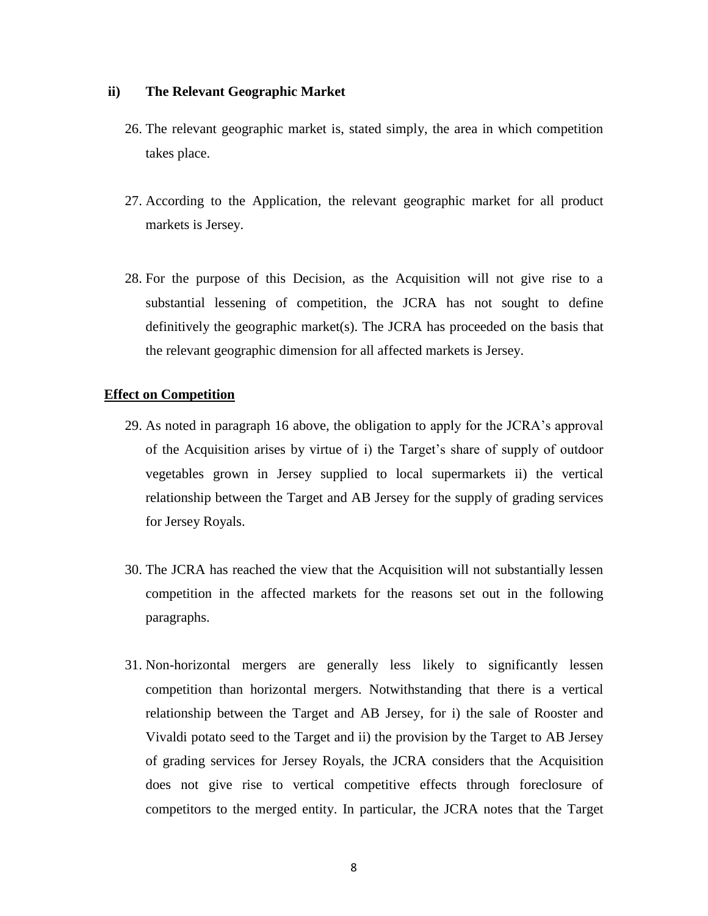### ii) The Relevant Geographic Market

26. The relevant geographic market is, stated simply, the area in which competition takes place.

27. According to the Application, the relevant geographic market for all product markets is Jersey.

28. For the purpose of this Decision, as the Acquisition will not give rise to a substantial lessening of competition, the JCRA has not sought to define definitively the geographic market(s). The JCRA has proceeded on the basis that the relevant geographic dimension for all affected markets is Jersey.

## Effect on Competition

29. As noted in paragraph 16 above, the obligation to apply for the JCRA's approval of the Acquisition arises by virtue of i) the Target's share of supply of outdoor vegetables grown in Jersey supplied to local supermarkets ii) the vertical relationship between the Target and AB Jersey for the supply of grading services for Jersey Royals.

30. The JCRA has reached the view that the Acquisition will not substantially lessen competition in the affected markets for the reasons set out in the following paragraphs.

31. Non-horizontal mergers are generally less likely to significantly lessen competition than horizontal mergers. Notwithstanding that there is a vertical relationship between the Target and AB Jersey, for i) the sale of Rooster and Vivaldi potato seed to the Target and ii) the provision by the Target to AB Jersey of grading services for Jersey Royals, the JCRA considers that the Acquisition does not give rise to vertical competitive effects through foreclosure of competitors to the merged entity. In particular, the JCRA notes that the Target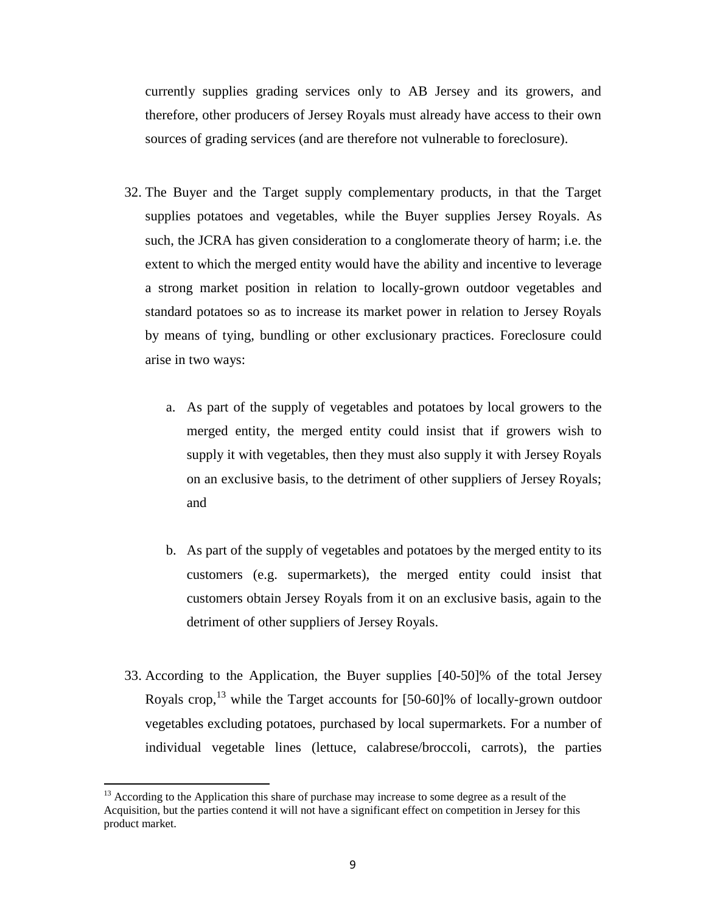currently supplies grading services only to AB Jersey and its growers, and therefore, other producers of Jersey Royals must already have access to their own sources of grading services (and are therefore not vulnerable to foreclosure).

32. The Buyer and the Target supply complementary products, in that the Target supplies potatoes and vegetables, while the Buyer supplies Jersey Royals. As such, the JCRA has given consideration to a conglomerate theory of harm; i.e. the extent to which the merged entity would have the ability and incentive to leverage a strong market position in relation to locally-grown outdoor vegetables and standard potatoes so as to increase its market power in relation to Jersey Royals by means of tying, bundling or other exclusionary practices. Foreclosure could arise in two ways:

    a. As part of the supply of vegetables and potatoes by local growers to the merged entity, the merged entity could insist that if growers wish to supply it with vegetables, then they must also supply it with Jersey Royals on an exclusive basis, to the detriment of other suppliers of Jersey Royals; and

    b. As part of the supply of vegetables and potatoes by the merged entity to its customers (e.g. supermarkets), the merged entity could insist that customers obtain Jersey Royals from it on an exclusive basis, again to the detriment of other suppliers of Jersey Royals.

33. According to the Application, the Buyer supplies [40-50]% of the total Jersey Royals crop,[13] while the Target accounts for [50-60]% of locally-grown outdoor vegetables excluding potatoes, purchased by local supermarkets. For a number of individual vegetable lines (lettuce, calabrese/broccoli, carrots), the parties

---

[13] According to the Application this share of purchase may increase to some degree as a result of the Acquisition, but the parties contend it will not have a significant effect on competition in Jersey for this product market.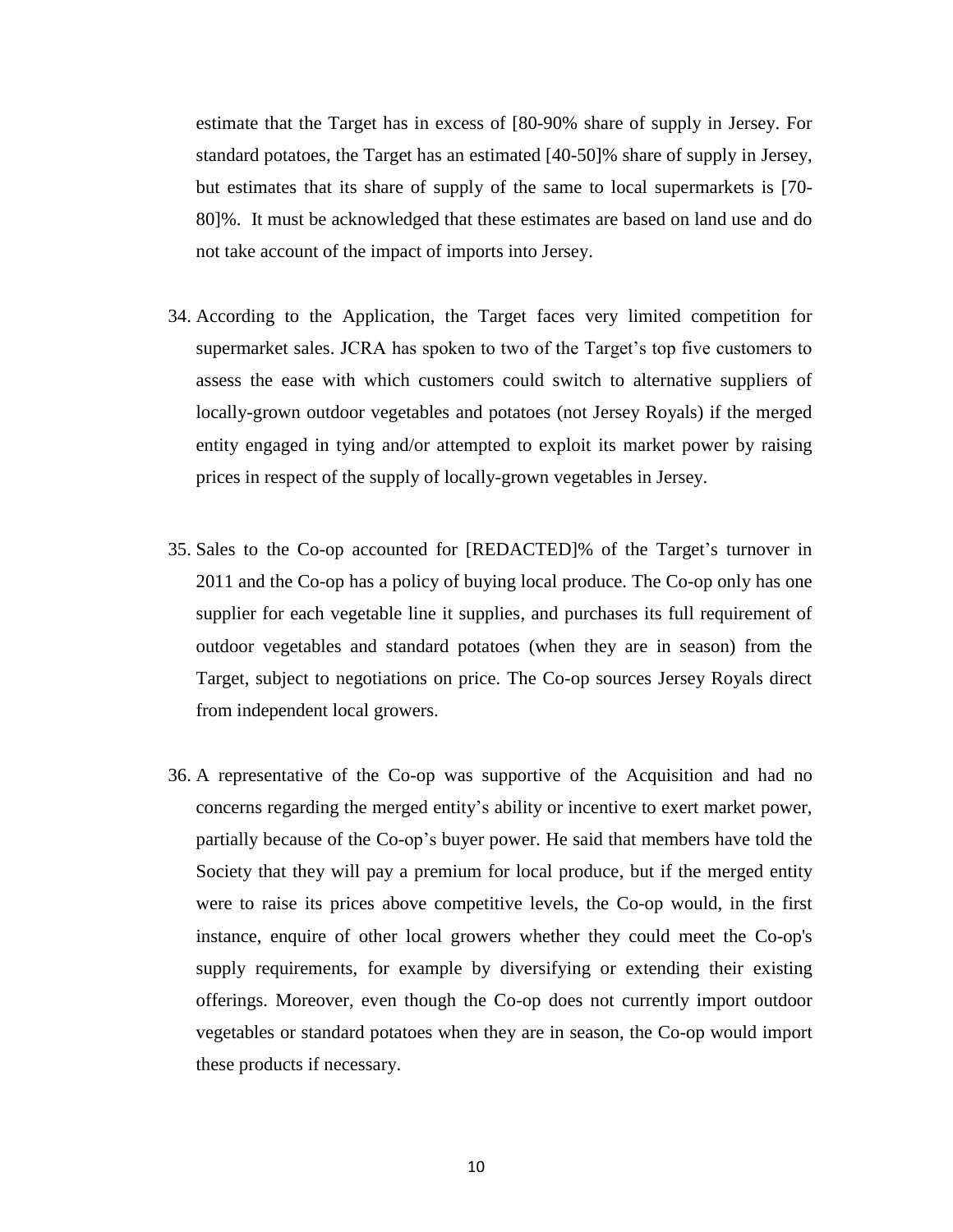estimate that the Target has in excess of [80-90% share of supply in Jersey. For standard potatoes, the Target has an estimated [40-50]% share of supply in Jersey, but estimates that its share of supply of the same to local supermarkets is [70-80]%. It must be acknowledged that these estimates are based on land use and do not take account of the impact of imports into Jersey.

34. According to the Application, the Target faces very limited competition for supermarket sales. JCRA has spoken to two of the Target's top five customers to assess the ease with which customers could switch to alternative suppliers of locally-grown outdoor vegetables and potatoes (not Jersey Royals) if the merged entity engaged in tying and/or attempted to exploit its market power by raising prices in respect of the supply of locally-grown vegetables in Jersey.

35. Sales to the Co-op accounted for [REDACTED]% of the Target's turnover in 2011 and the Co-op has a policy of buying local produce. The Co-op only has one supplier for each vegetable line it supplies, and purchases its full requirement of outdoor vegetables and standard potatoes (when they are in season) from the Target, subject to negotiations on price. The Co-op sources Jersey Royals direct from independent local growers.

36. A representative of the Co-op was supportive of the Acquisition and had no concerns regarding the merged entity's ability or incentive to exert market power, partially because of the Co-op's buyer power. He said that members have told the Society that they will pay a premium for local produce, but if the merged entity were to raise its prices above competitive levels, the Co-op would, in the first instance, enquire of other local growers whether they could meet the Co-op's supply requirements, for example by diversifying or extending their existing offerings. Moreover, even though the Co-op does not currently import outdoor vegetables or standard potatoes when they are in season, the Co-op would import these products if necessary.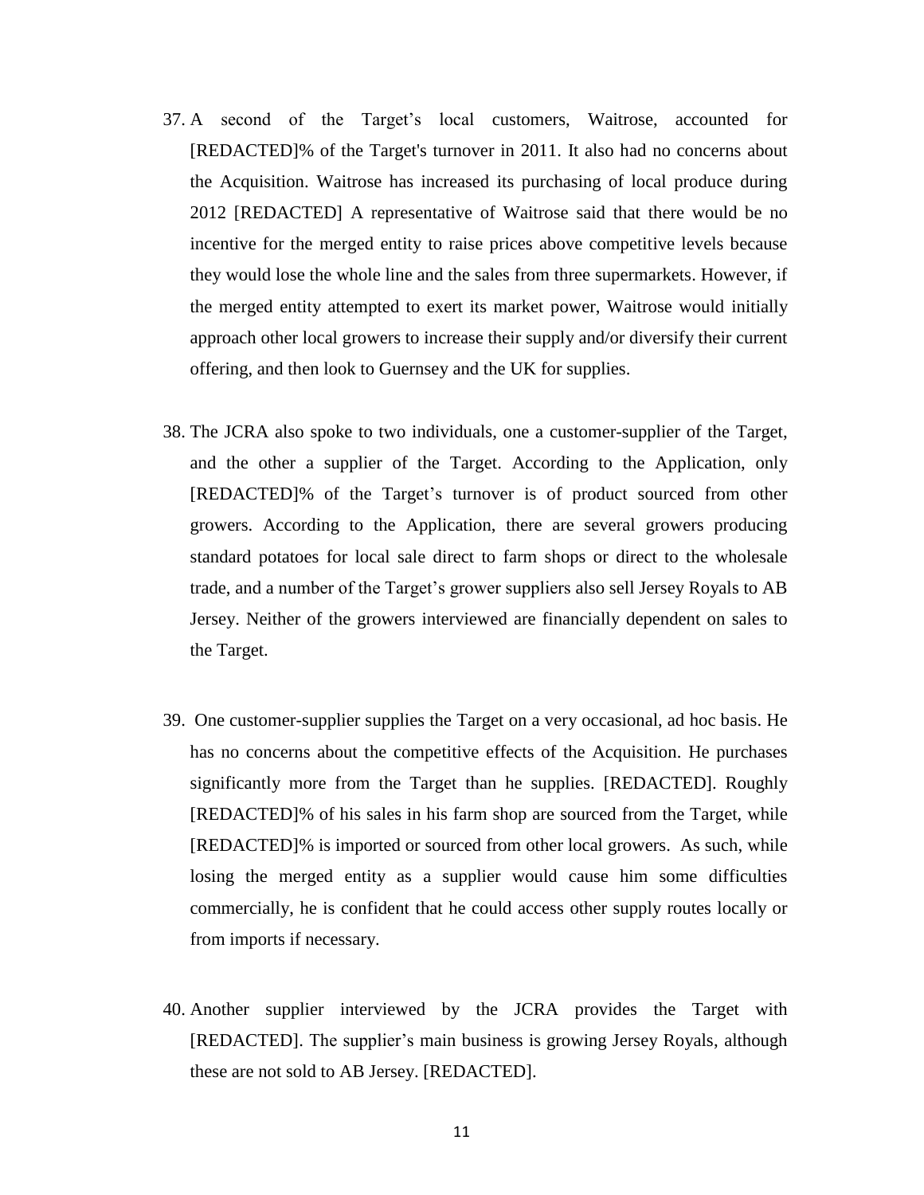37. A second of the Target's local customers, Waitrose, accounted for [REDACTED]% of the Target's turnover in 2011. It also had no concerns about the Acquisition. Waitrose has increased its purchasing of local produce during 2012 [REDACTED] A representative of Waitrose said that there would be no incentive for the merged entity to raise prices above competitive levels because they would lose the whole line and the sales from three supermarkets. However, if the merged entity attempted to exert its market power, Waitrose would initially approach other local growers to increase their supply and/or diversify their current offering, and then look to Guernsey and the UK for supplies.

38. The JCRA also spoke to two individuals, one a customer-supplier of the Target, and the other a supplier of the Target. According to the Application, only [REDACTED]% of the Target's turnover is of product sourced from other growers. According to the Application, there are several growers producing standard potatoes for local sale direct to farm shops or direct to the wholesale trade, and a number of the Target's grower suppliers also sell Jersey Royals to AB Jersey. Neither of the growers interviewed are financially dependent on sales to the Target.

39. One customer-supplier supplies the Target on a very occasional, ad hoc basis. He has no concerns about the competitive effects of the Acquisition. He purchases significantly more from the Target than he supplies. [REDACTED]. Roughly [REDACTED]% of his sales in his farm shop are sourced from the Target, while [REDACTED]% is imported or sourced from other local growers. As such, while losing the merged entity as a supplier would cause him some difficulties commercially, he is confident that he could access other supply routes locally or from imports if necessary.

40. Another supplier interviewed by the JCRA provides the Target with [REDACTED]. The supplier's main business is growing Jersey Royals, although these are not sold to AB Jersey. [REDACTED].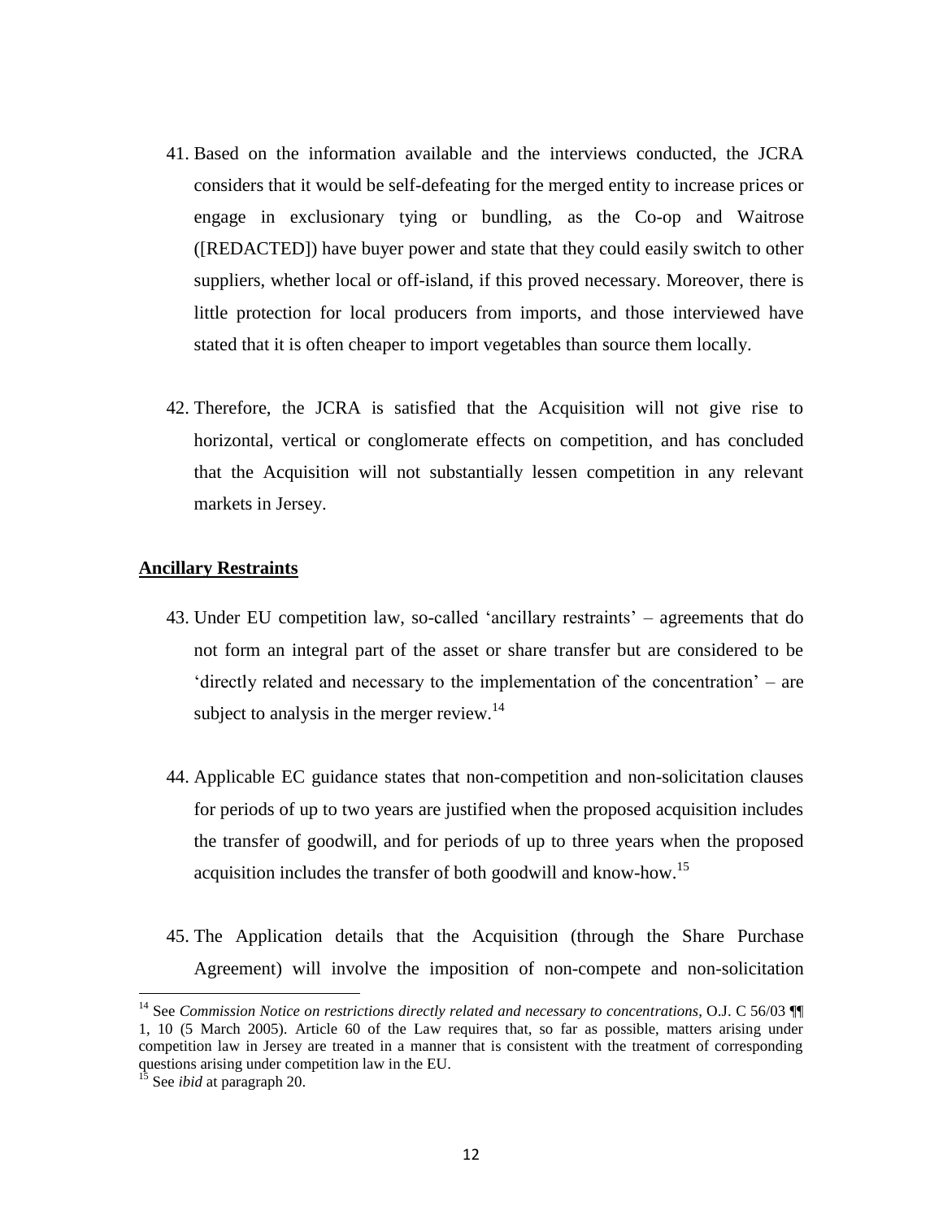41. Based on the information available and the interviews conducted, the JCRA considers that it would be self-defeating for the merged entity to increase prices or engage in exclusionary tying or bundling, as the Co-op and Waitrose ([REDACTED]) have buyer power and state that they could easily switch to other suppliers, whether local or off-island, if this proved necessary. Moreover, there is little protection for local producers from imports, and those interviewed have stated that it is often cheaper to import vegetables than source them locally.

42. Therefore, the JCRA is satisfied that the Acquisition will not give rise to horizontal, vertical or conglomerate effects on competition, and has concluded that the Acquisition will not substantially lessen competition in any relevant markets in Jersey.

## Ancillary Restraints

43. Under EU competition law, so-called 'ancillary restraints' – agreements that do not form an integral part of the asset or share transfer but are considered to be 'directly related and necessary to the implementation of the concentration' – are subject to analysis in the merger review.[14]

44. Applicable EC guidance states that non-competition and non-solicitation clauses for periods of up to two years are justified when the proposed acquisition includes the transfer of goodwill, and for periods of up to three years when the proposed acquisition includes the transfer of both goodwill and know-how.[15]

45. The Application details that the Acquisition (through the Share Purchase Agreement) will involve the imposition of non-compete and non-solicitation

---

[14] See *Commission Notice on restrictions directly related and necessary to concentrations*, O.J. C 56/03 ¶¶ 1, 10 (5 March 2005). Article 60 of the Law requires that, so far as possible, matters arising under competition law in Jersey are treated in a manner that is consistent with the treatment of corresponding questions arising under competition law in the EU.

[15] See *ibid* at paragraph 20.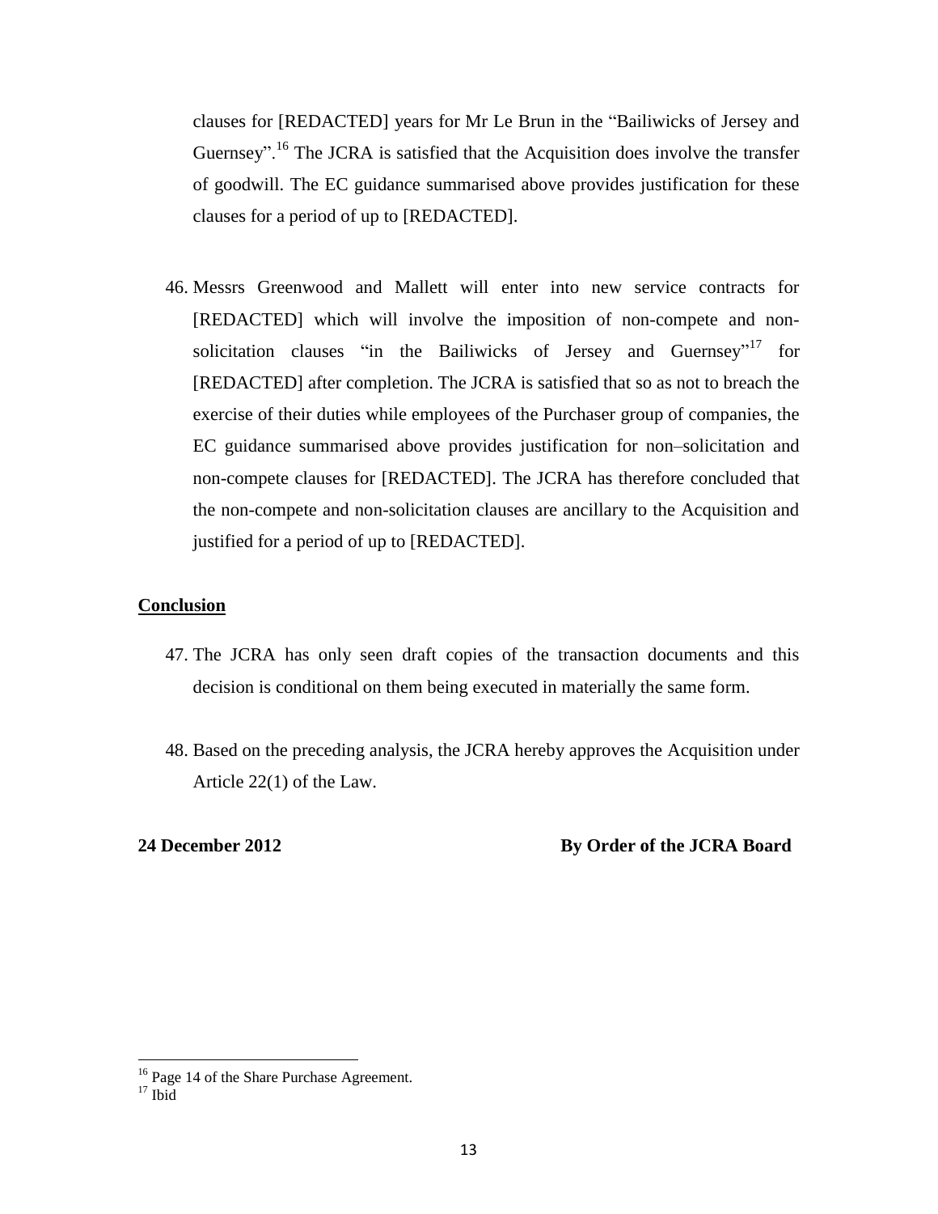clauses for [REDACTED] years for Mr Le Brun in the "Bailiwicks of Jersey and Guernsey".[16] The JCRA is satisfied that the Acquisition does involve the transfer of goodwill. The EC guidance summarised above provides justification for these clauses for a period of up to [REDACTED].

46. Messrs Greenwood and Mallett will enter into new service contracts for [REDACTED] which will involve the imposition of non-compete and non-solicitation clauses "in the Bailiwicks of Jersey and Guernsey"[17] for [REDACTED] after completion. The JCRA is satisfied that so as not to breach the exercise of their duties while employees of the Purchaser group of companies, the EC guidance summarised above provides justification for non–solicitation and non-compete clauses for [REDACTED]. The JCRA has therefore concluded that the non-compete and non-solicitation clauses are ancillary to the Acquisition and justified for a period of up to [REDACTED].

**Conclusion**

47. The JCRA has only seen draft copies of the transaction documents and this decision is conditional on them being executed in materially the same form.

48. Based on the preceding analysis, the JCRA hereby approves the Acquisition under Article 22(1) of the Law.

**24 December 2012** **By Order of the JCRA Board**

[16] Page 14 of the Share Purchase Agreement.

[17] Ibid